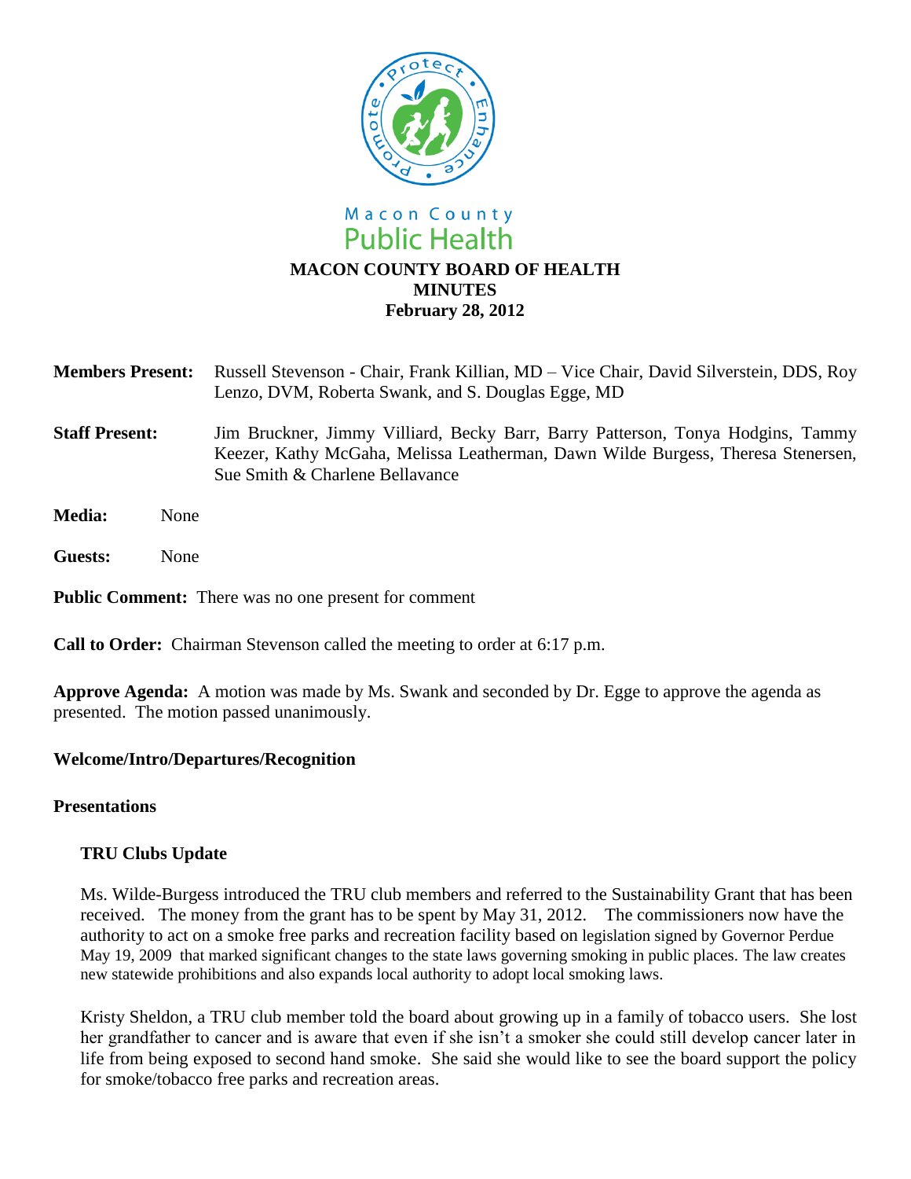Macon County
Public Health

# MACON COUNTY BOARD OF HEALTH
## MINUTES
### February 28, 2012

**Members Present:** Russell Stevenson - Chair, Frank Killian, MD – Vice Chair, David Silverstein, DDS, Roy Lenzo, DVM, Roberta Swank, and S. Douglas Egge, MD

**Staff Present:** Jim Bruckner, Jimmy Villiard, Becky Barr, Barry Patterson, Tonya Hodgins, Tammy Keezer, Kathy McGaha, Melissa Leatherman, Dawn Wilde Burgess, Theresa Stenersen, Sue Smith & Charlene Bellavance

**Media:** None

**Guests:** None

**Public Comment:** There was no one present for comment

**Call to Order:** Chairman Stevenson called the meeting to order at 6:17 p.m.

**Approve Agenda:** A motion was made by Ms. Swank and seconded by Dr. Egge to approve the agenda as presented. The motion passed unanimously.

**Welcome/Intro/Departures/Recognition**

**Presentations**

**TRU Clubs Update**

Ms. Wilde-Burgess introduced the TRU club members and referred to the Sustainability Grant that has been received. The money from the grant has to be spent by May 31, 2012. The commissioners now have the authority to act on a smoke free parks and recreation facility based on legislation signed by Governor Perdue May 19, 2009 that marked significant changes to the state laws governing smoking in public places. The law creates new statewide prohibitions and also expands local authority to adopt local smoking laws.

Kristy Sheldon, a TRU club member told the board about growing up in a family of tobacco users. She lost her grandfather to cancer and is aware that even if she isn't a smoker she could still develop cancer later in life from being exposed to second hand smoke. She said she would like to see the board support the policy for smoke/tobacco free parks and recreation areas.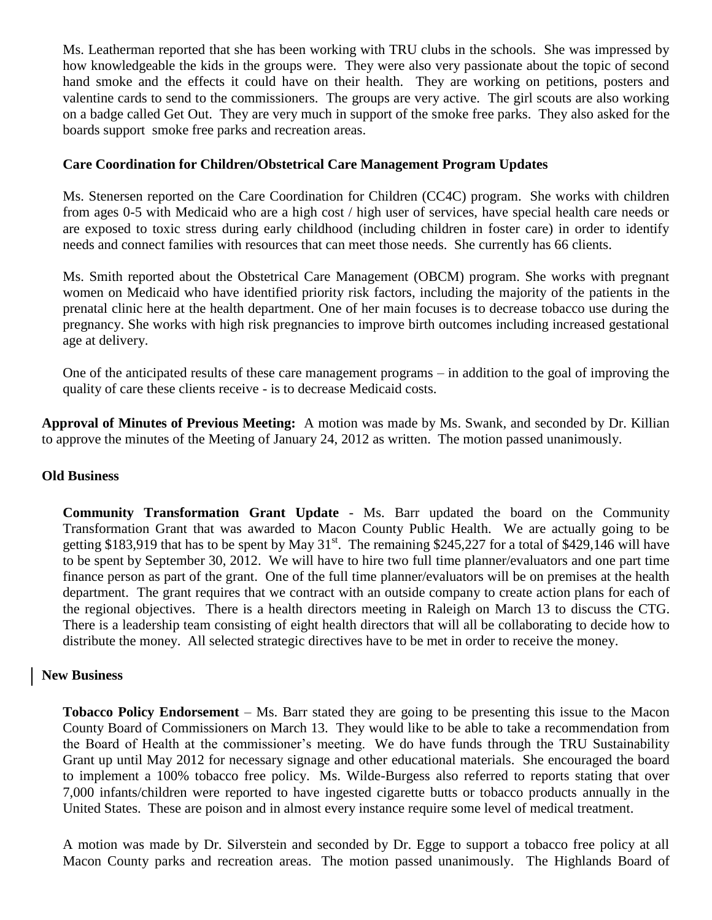Ms. Leatherman reported that she has been working with TRU clubs in the schools. She was impressed by how knowledgeable the kids in the groups were. They were also very passionate about the topic of second hand smoke and the effects it could have on their health. They are working on petitions, posters and valentine cards to send to the commissioners. The groups are very active. The girl scouts are also working on a badge called Get Out. They are very much in support of the smoke free parks. They also asked for the boards support smoke free parks and recreation areas.

**Care Coordination for Children/Obstetrical Care Management Program Updates**

Ms. Stenersen reported on the Care Coordination for Children (CC4C) program. She works with children from ages 0-5 with Medicaid who are a high cost / high user of services, have special health care needs or are exposed to toxic stress during early childhood (including children in foster care) in order to identify needs and connect families with resources that can meet those needs. She currently has 66 clients.

Ms. Smith reported about the Obstetrical Care Management (OBCM) program. She works with pregnant women on Medicaid who have identified priority risk factors, including the majority of the patients in the prenatal clinic here at the health department. One of her main focuses is to decrease tobacco use during the pregnancy. She works with high risk pregnancies to improve birth outcomes including increased gestational age at delivery.

One of the anticipated results of these care management programs – in addition to the goal of improving the quality of care these clients receive - is to decrease Medicaid costs.

**Approval of Minutes of Previous Meeting:** A motion was made by Ms. Swank, and seconded by Dr. Killian to approve the minutes of the Meeting of January 24, 2012 as written. The motion passed unanimously.

**Old Business**

**Community Transformation Grant Update** - Ms. Barr updated the board on the Community Transformation Grant that was awarded to Macon County Public Health. We are actually going to be getting $183,919 that has to be spent by May 31st. The remaining $245,227 for a total of $429,146 will have to be spent by September 30, 2012. We will have to hire two full time planner/evaluators and one part time finance person as part of the grant. One of the full time planner/evaluators will be on premises at the health department. The grant requires that we contract with an outside company to create action plans for each of the regional objectives. There is a health directors meeting in Raleigh on March 13 to discuss the CTG. There is a leadership team consisting of eight health directors that will all be collaborating to decide how to distribute the money. All selected strategic directives have to be met in order to receive the money.

**New Business**

**Tobacco Policy Endorsement** – Ms. Barr stated they are going to be presenting this issue to the Macon County Board of Commissioners on March 13. They would like to be able to take a recommendation from the Board of Health at the commissioner's meeting. We do have funds through the TRU Sustainability Grant up until May 2012 for necessary signage and other educational materials. She encouraged the board to implement a 100% tobacco free policy. Ms. Wilde-Burgess also referred to reports stating that over 7,000 infants/children were reported to have ingested cigarette butts or tobacco products annually in the United States. These are poison and in almost every instance require some level of medical treatment.

A motion was made by Dr. Silverstein and seconded by Dr. Egge to support a tobacco free policy at all Macon County parks and recreation areas. The motion passed unanimously. The Highlands Board of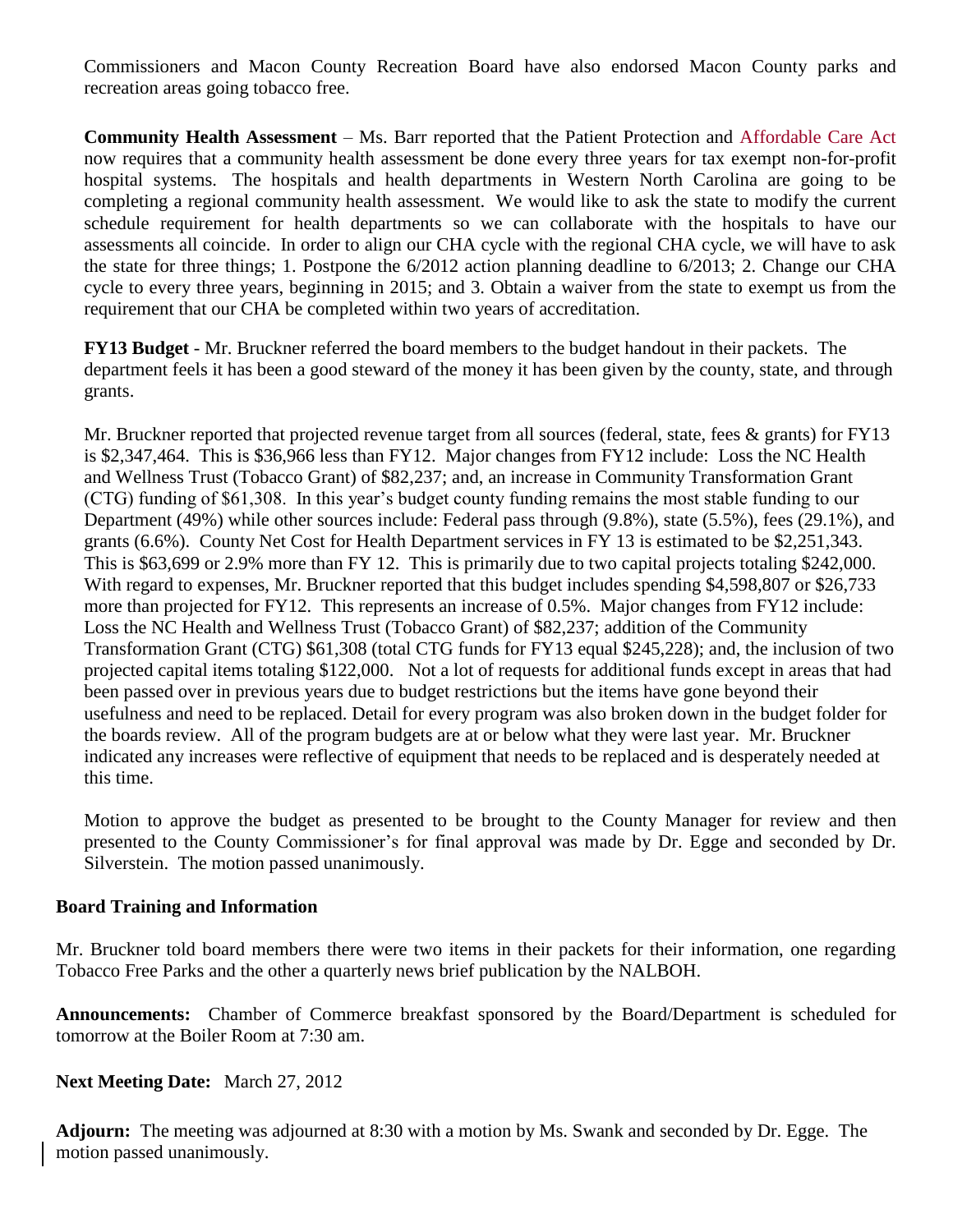Commissioners and Macon County Recreation Board have also endorsed Macon County parks and recreation areas going tobacco free.

**Community Health Assessment** – Ms. Barr reported that the Patient Protection and Affordable Care Act now requires that a community health assessment be done every three years for tax exempt non-for-profit hospital systems. The hospitals and health departments in Western North Carolina are going to be completing a regional community health assessment. We would like to ask the state to modify the current schedule requirement for health departments so we can collaborate with the hospitals to have our assessments all coincide. In order to align our CHA cycle with the regional CHA cycle, we will have to ask the state for three things; 1. Postpone the 6/2012 action planning deadline to 6/2013; 2. Change our CHA cycle to every three years, beginning in 2015; and 3. Obtain a waiver from the state to exempt us from the requirement that our CHA be completed within two years of accreditation.

**FY13 Budget** - Mr. Bruckner referred the board members to the budget handout in their packets. The department feels it has been a good steward of the money it has been given by the county, state, and through grants.

Mr. Bruckner reported that projected revenue target from all sources (federal, state, fees & grants) for FY13 is $2,347,464. This is $36,966 less than FY12. Major changes from FY12 include: Loss the NC Health and Wellness Trust (Tobacco Grant) of $82,237; and, an increase in Community Transformation Grant (CTG) funding of $61,308. In this year's budget county funding remains the most stable funding to our Department (49%) while other sources include: Federal pass through (9.8%), state (5.5%), fees (29.1%), and grants (6.6%). County Net Cost for Health Department services in FY 13 is estimated to be $2,251,343. This is $63,699 or 2.9% more than FY 12. This is primarily due to two capital projects totaling $242,000. With regard to expenses, Mr. Bruckner reported that this budget includes spending $4,598,807 or $26,733 more than projected for FY12. This represents an increase of 0.5%. Major changes from FY12 include: Loss the NC Health and Wellness Trust (Tobacco Grant) of $82,237; addition of the Community Transformation Grant (CTG) $61,308 (total CTG funds for FY13 equal $245,228); and, the inclusion of two projected capital items totaling $122,000. Not a lot of requests for additional funds except in areas that had been passed over in previous years due to budget restrictions but the items have gone beyond their usefulness and need to be replaced. Detail for every program was also broken down in the budget folder for the boards review. All of the program budgets are at or below what they were last year. Mr. Bruckner indicated any increases were reflective of equipment that needs to be replaced and is desperately needed at this time.

Motion to approve the budget as presented to be brought to the County Manager for review and then presented to the County Commissioner's for final approval was made by Dr. Egge and seconded by Dr. Silverstein. The motion passed unanimously.

## Board Training and Information

Mr. Bruckner told board members there were two items in their packets for their information, one regarding Tobacco Free Parks and the other a quarterly news brief publication by the NALBOH.

**Announcements:** Chamber of Commerce breakfast sponsored by the Board/Department is scheduled for tomorrow at the Boiler Room at 7:30 am.

**Next Meeting Date:** March 27, 2012

**Adjourn:** The meeting was adjourned at 8:30 with a motion by Ms. Swank and seconded by Dr. Egge. The motion passed unanimously.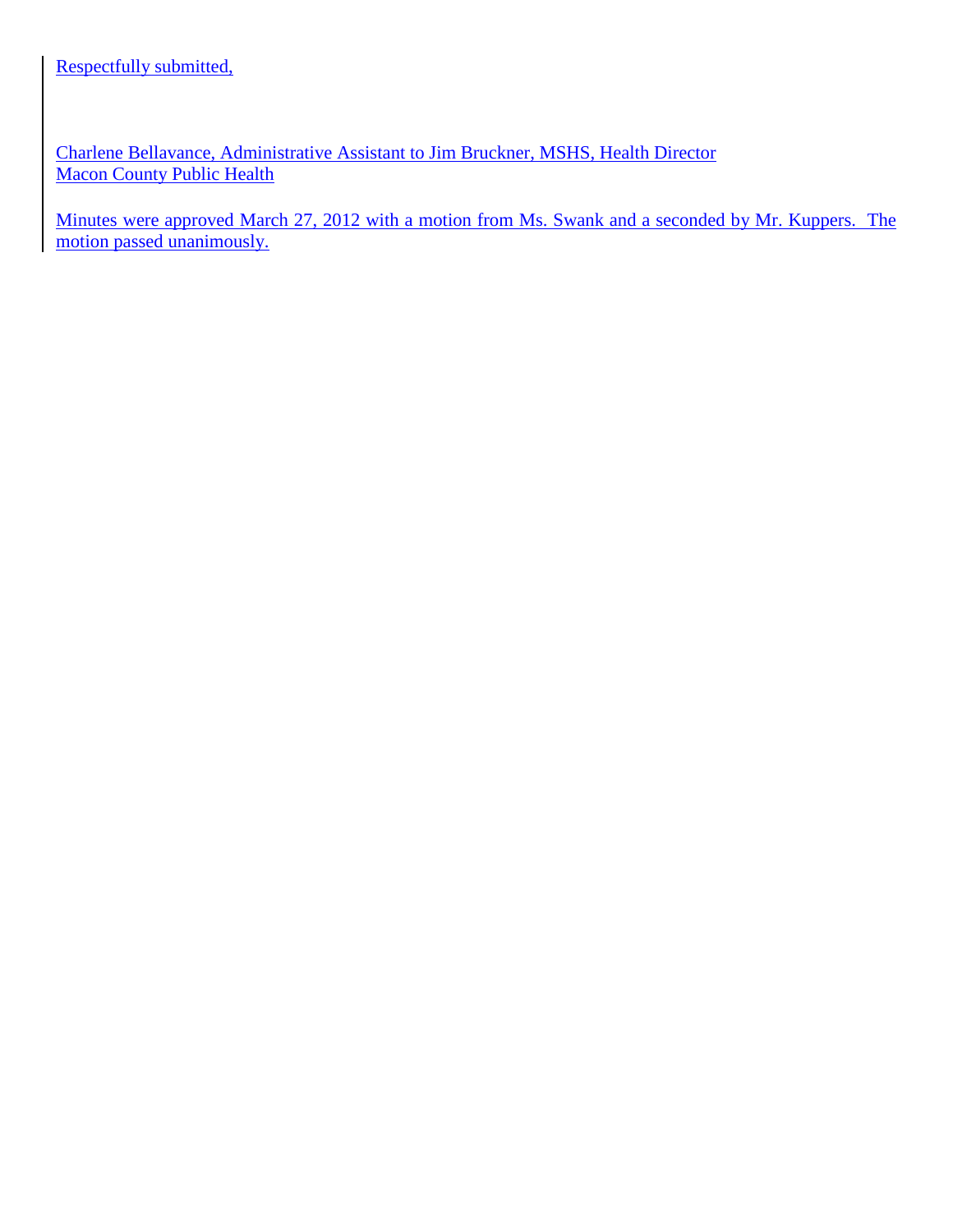Respectfully submitted,

Charlene Bellavance, Administrative Assistant to Jim Bruckner, MSHS, Health Director
Macon County Public Health

Minutes were approved March 27, 2012 with a motion from Ms. Swank and a seconded by Mr. Kuppers. The motion passed unanimously.